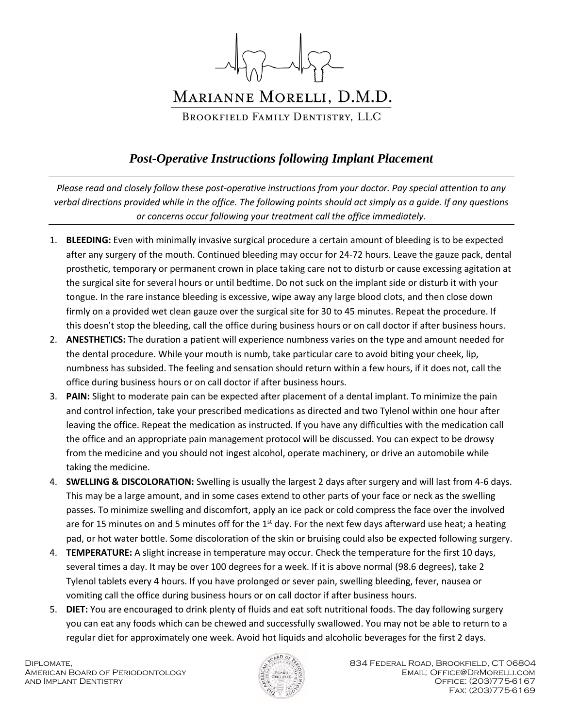# Marianne Morelli, D.M.D.

Brookfield Family Dentistry, LLC

## *Post-Operative Instructions following Implant Placement*

*Please read and closely follow these post-operative instructions from your doctor. Pay special attention to any verbal directions provided while in the office. The following points should act simply as a guide. If any questions or concerns occur following your treatment call the office immediately.*

1. **BLEEDING:** Even with minimally invasive surgical procedure a certain amount of bleeding is to be expected after any surgery of the mouth. Continued bleeding may occur for 24-72 hours. Leave the gauze pack, dental prosthetic, temporary or permanent crown in place taking care not to disturb or cause excessing agitation at the surgical site for several hours or until bedtime. Do not suck on the implant side or disturb it with your tongue. In the rare instance bleeding is excessive, wipe away any large blood clots, and then close down firmly on a provided wet clean gauze over the surgical site for 30 to 45 minutes. Repeat the procedure. If this doesn't stop the bleeding, call the office during business hours or on call doctor if after business hours.
2. **ANESTHETICS:** The duration a patient will experience numbness varies on the type and amount needed for the dental procedure. While your mouth is numb, take particular care to avoid biting your cheek, lip, numbness has subsided. The feeling and sensation should return within a few hours, if it does not, call the office during business hours or on call doctor if after business hours.
3. **PAIN:** Slight to moderate pain can be expected after placement of a dental implant. To minimize the pain and control infection, take your prescribed medications as directed and two Tylenol within one hour after leaving the office. Repeat the medication as instructed. If you have any difficulties with the medication call the office and an appropriate pain management protocol will be discussed. You can expect to be drowsy from the medicine and you should not ingest alcohol, operate machinery, or drive an automobile while taking the medicine.
4. **SWELLING & DISCOLORATION:** Swelling is usually the largest 2 days after surgery and will last from 4-6 days. This may be a large amount, and in some cases extend to other parts of your face or neck as the swelling passes. To minimize swelling and discomfort, apply an ice pack or cold compress the face over the involved are for 15 minutes on and 5 minutes off for the 1st day. For the next few days afterward use heat; a heating pad, or hot water bottle. Some discoloration of the skin or bruising could also be expected following surgery.
4. **TEMPERATURE:** A slight increase in temperature may occur. Check the temperature for the first 10 days, several times a day. It may be over 100 degrees for a week. If it is above normal (98.6 degrees), take 2 Tylenol tablets every 4 hours. If you have prolonged or sever pain, swelling bleeding, fever, nausea or vomiting call the office during business hours or on call doctor if after business hours.
5. **DIET:** You are encouraged to drink plenty of fluids and eat soft nutritional foods. The day following surgery you can eat any foods which can be chewed and successfully swallowed. You may not be able to return to a regular diet for approximately one week. Avoid hot liquids and alcoholic beverages for the first 2 days.

Diplomate,
American Board of Periodontology
and Implant Dentistry

834 Federal Road, Brookfield, CT 06804
Email: Office@DrMorelli.com
Office: (203)775-6167
Fax: (203)775-6169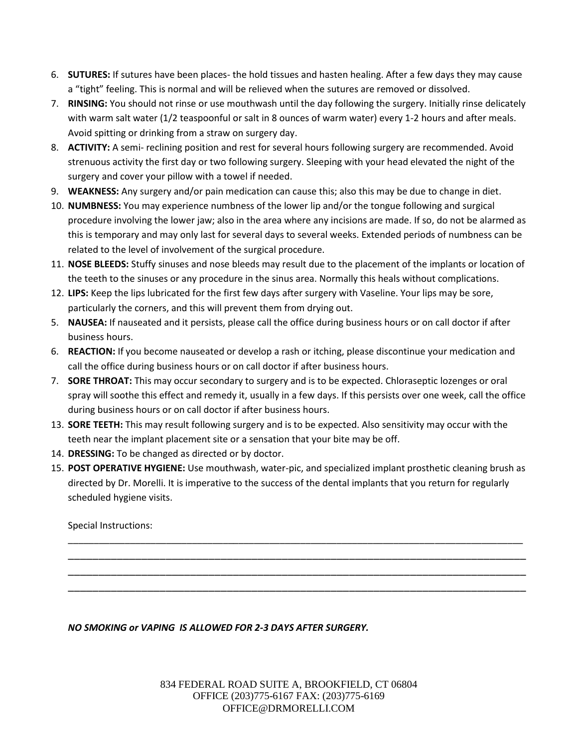6. **SUTURES:** If sutures have been places- the hold tissues and hasten healing. After a few days they may cause a "tight" feeling. This is normal and will be relieved when the sutures are removed or dissolved.
7. **RINSING:** You should not rinse or use mouthwash until the day following the surgery. Initially rinse delicately with warm salt water (1/2 teaspoonful or salt in 8 ounces of warm water) every 1-2 hours and after meals. Avoid spitting or drinking from a straw on surgery day.
8. **ACTIVITY:** A semi- reclining position and rest for several hours following surgery are recommended. Avoid strenuous activity the first day or two following surgery. Sleeping with your head elevated the night of the surgery and cover your pillow with a towel if needed.
9. **WEAKNESS:** Any surgery and/or pain medication can cause this; also this may be due to change in diet.
10. **NUMBNESS:** You may experience numbness of the lower lip and/or the tongue following and surgical procedure involving the lower jaw; also in the area where any incisions are made. If so, do not be alarmed as this is temporary and may only last for several days to several weeks. Extended periods of numbness can be related to the level of involvement of the surgical procedure.
11. **NOSE BLEEDS:** Stuffy sinuses and nose bleeds may result due to the placement of the implants or location of the teeth to the sinuses or any procedure in the sinus area. Normally this heals without complications.
12. **LIPS:** Keep the lips lubricated for the first few days after surgery with Vaseline. Your lips may be sore, particularly the corners, and this will prevent them from drying out.

5. **NAUSEA:** If nauseated and it persists, please call the office during business hours or on call doctor if after business hours.
6. **REACTION:** If you become nauseated or develop a rash or itching, please discontinue your medication and call the office during business hours or on call doctor if after business hours.
7. **SORE THROAT:** This may occur secondary to surgery and is to be expected. Chloraseptic lozenges or oral spray will soothe this effect and remedy it, usually in a few days. If this persists over one week, call the office during business hours or on call doctor if after business hours.

13. **SORE TEETH:** This may result following surgery and is to be expected. Also sensitivity may occur with the teeth near the implant placement site or a sensation that your bite may be off.
14. **DRESSING:** To be changed as directed or by doctor.
15. **POST OPERATIVE HYGIENE:** Use mouthwash, water-pic, and specialized implant prosthetic cleaning brush as directed by Dr. Morelli. It is imperative to the success of the dental implants that you return for regularly scheduled hygiene visits.

Special Instructions:

___________________________________________________________________________________________

___________________________________________________________________________________________

___________________________________________________________________________________________

___________________________________________________________________________________________

***NO SMOKING or VAPING IS ALLOWED FOR 2-3 DAYS AFTER SURGERY.***

834 FEDERAL ROAD SUITE A, BROOKFIELD, CT 06804
OFFICE (203)775-6167 FAX: (203)775-6169
OFFICE@DRMORELLI.COM